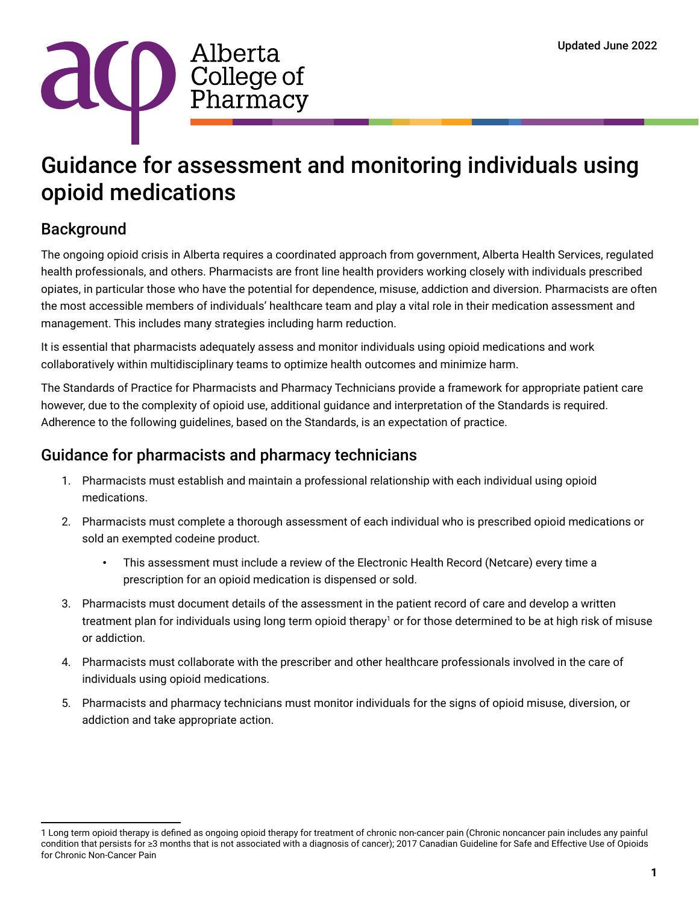Alberta College of Pharmacy

Updated June 2022

# Guidance for assessment and monitoring individuals using opioid medications

## Background

The ongoing opioid crisis in Alberta requires a coordinated approach from government, Alberta Health Services, regulated health professionals, and others. Pharmacists are front line health providers working closely with individuals prescribed opiates, in particular those who have the potential for dependence, misuse, addiction and diversion. Pharmacists are often the most accessible members of individuals' healthcare team and play a vital role in their medication assessment and management. This includes many strategies including harm reduction.

It is essential that pharmacists adequately assess and monitor individuals using opioid medications and work collaboratively within multidisciplinary teams to optimize health outcomes and minimize harm.

The Standards of Practice for Pharmacists and Pharmacy Technicians provide a framework for appropriate patient care however, due to the complexity of opioid use, additional guidance and interpretation of the Standards is required. Adherence to the following guidelines, based on the Standards, is an expectation of practice.

## Guidance for pharmacists and pharmacy technicians

1. Pharmacists must establish and maintain a professional relationship with each individual using opioid medications.
2. Pharmacists must complete a thorough assessment of each individual who is prescribed opioid medications or sold an exempted codeine product.
   - This assessment must include a review of the Electronic Health Record (Netcare) every time a prescription for an opioid medication is dispensed or sold.
3. Pharmacists must document details of the assessment in the patient record of care and develop a written treatment plan for individuals using long term opioid therapy[1] or for those determined to be at high risk of misuse or addiction.
4. Pharmacists must collaborate with the prescriber and other healthcare professionals involved in the care of individuals using opioid medications.
5. Pharmacists and pharmacy technicians must monitor individuals for the signs of opioid misuse, diversion, or addiction and take appropriate action.

---

1 Long term opioid therapy is defined as ongoing opioid therapy for treatment of chronic non-cancer pain (Chronic noncancer pain includes any painful condition that persists for ≥3 months that is not associated with a diagnosis of cancer); 2017 Canadian Guideline for Safe and Effective Use of Opioids for Chronic Non-Cancer Pain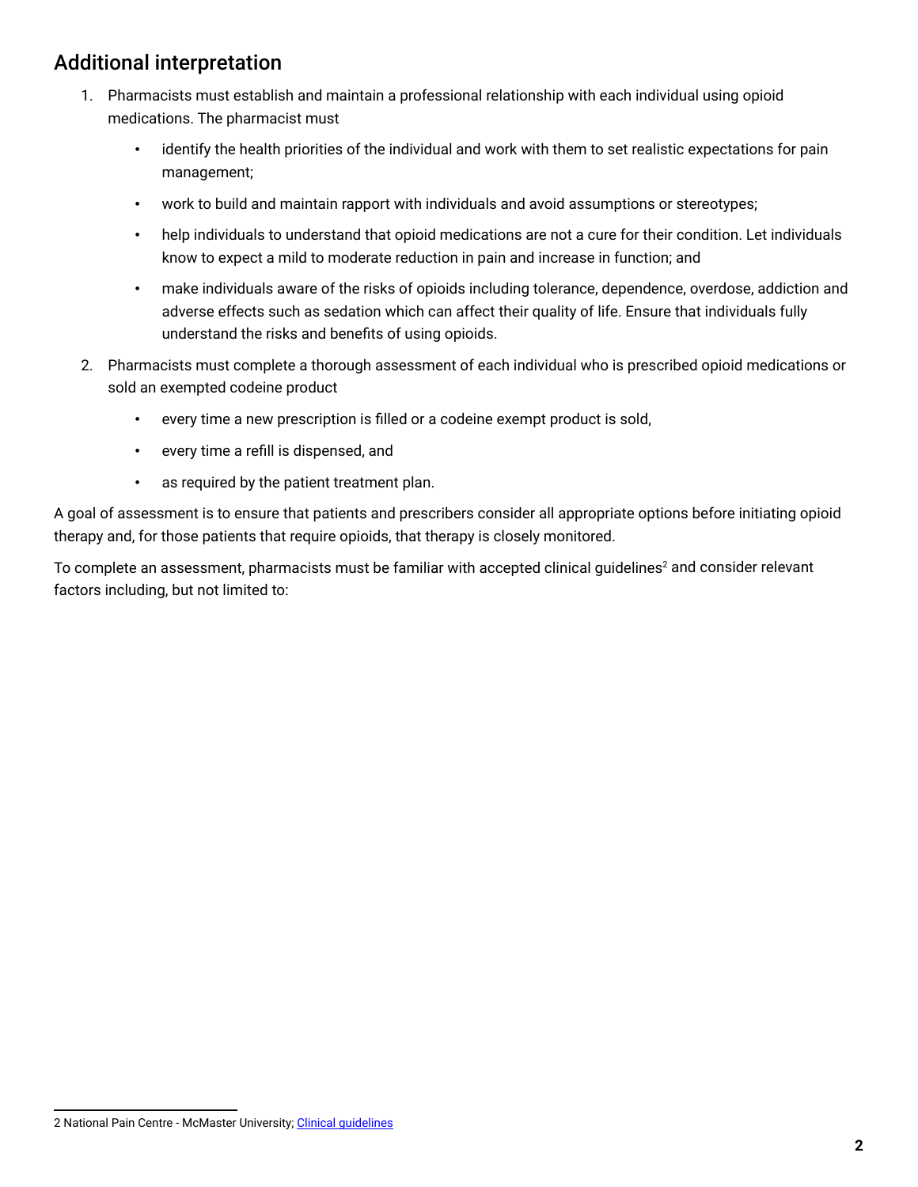## Additional interpretation

1. Pharmacists must establish and maintain a professional relationship with each individual using opioid medications. The pharmacist must
   - identify the health priorities of the individual and work with them to set realistic expectations for pain management;
   - work to build and maintain rapport with individuals and avoid assumptions or stereotypes;
   - help individuals to understand that opioid medications are not a cure for their condition. Let individuals know to expect a mild to moderate reduction in pain and increase in function; and
   - make individuals aware of the risks of opioids including tolerance, dependence, overdose, addiction and adverse effects such as sedation which can affect their quality of life. Ensure that individuals fully understand the risks and benefits of using opioids.
2. Pharmacists must complete a thorough assessment of each individual who is prescribed opioid medications or sold an exempted codeine product
   - every time a new prescription is filled or a codeine exempt product is sold,
   - every time a refill is dispensed, and
   - as required by the patient treatment plan.

A goal of assessment is to ensure that patients and prescribers consider all appropriate options before initiating opioid therapy and, for those patients that require opioids, that therapy is closely monitored.

To complete an assessment, pharmacists must be familiar with accepted clinical guidelines[2] and consider relevant factors including, but not limited to:

2 National Pain Centre - McMaster University; [Clinical guidelines]()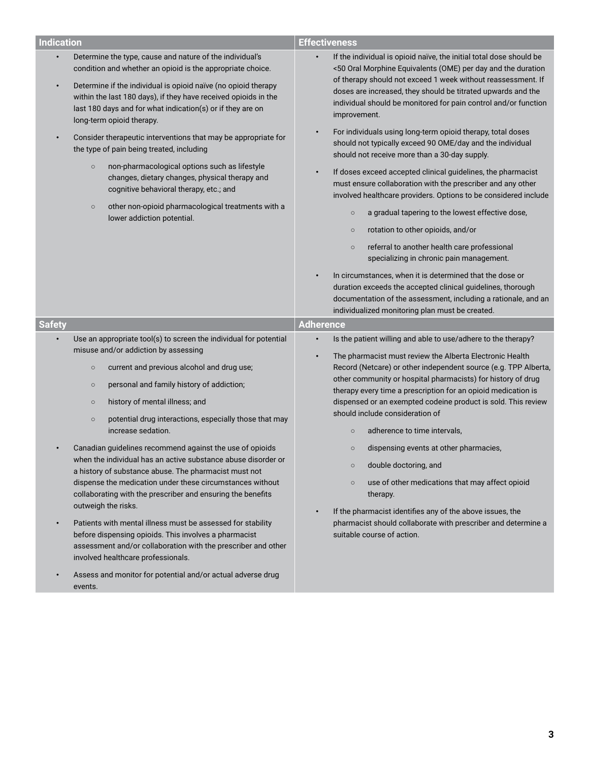## Indication

- Determine the type, cause and nature of the individual's condition and whether an opioid is the appropriate choice.
- Determine if the individual is opioid naïve (no opioid therapy within the last 180 days), if they have received opioids in the last 180 days and for what indication(s) or if they are on long-term opioid therapy.
- Consider therapeutic interventions that may be appropriate for the type of pain being treated, including
  - non-pharmacological options such as lifestyle changes, dietary changes, physical therapy and cognitive behavioral therapy, etc.; and
  - other non-opioid pharmacological treatments with a lower addiction potential.

## Effectiveness

- If the individual is opioid naïve, the initial total dose should be <50 Oral Morphine Equivalents (OME) per day and the duration of therapy should not exceed 1 week without reassessment. If doses are increased, they should be titrated upwards and the individual should be monitored for pain control and/or function improvement.
- For individuals using long-term opioid therapy, total doses should not typically exceed 90 OME/day and the individual should not receive more than a 30-day supply.
- If doses exceed accepted clinical guidelines, the pharmacist must ensure collaboration with the prescriber and any other involved healthcare providers. Options to be considered include
  - a gradual tapering to the lowest effective dose,
  - rotation to other opioids, and/or
  - referral to another health care professional specializing in chronic pain management.
- In circumstances, when it is determined that the dose or duration exceeds the accepted clinical guidelines, thorough documentation of the assessment, including a rationale, and an individualized monitoring plan must be created.

## Safety

- Use an appropriate tool(s) to screen the individual for potential misuse and/or addiction by assessing
  - current and previous alcohol and drug use;
  - personal and family history of addiction;
  - history of mental illness; and
  - potential drug interactions, especially those that may increase sedation.
- Canadian guidelines recommend against the use of opioids when the individual has an active substance abuse disorder or a history of substance abuse. The pharmacist must not dispense the medication under these circumstances without collaborating with the prescriber and ensuring the benefits outweigh the risks.
- Patients with mental illness must be assessed for stability before dispensing opioids. This involves a pharmacist assessment and/or collaboration with the prescriber and other involved healthcare professionals.
- Assess and monitor for potential and/or actual adverse drug events.

## Adherence

- Is the patient willing and able to use/adhere to the therapy?
- The pharmacist must review the Alberta Electronic Health Record (Netcare) or other independent source (e.g. TPP Alberta, other community or hospital pharmacists) for history of drug therapy every time a prescription for an opioid medication is dispensed or an exempted codeine product is sold. This review should include consideration of
  - adherence to time intervals,
  - dispensing events at other pharmacies,
  - double doctoring, and
  - use of other medications that may affect opioid therapy.
- If the pharmacist identifies any of the above issues, the pharmacist should collaborate with prescriber and determine a suitable course of action.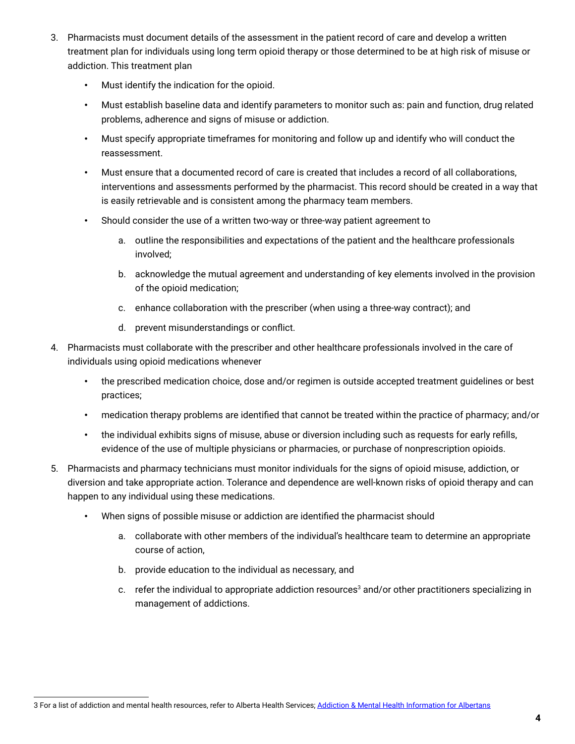3. Pharmacists must document details of the assessment in the patient record of care and develop a written treatment plan for individuals using long term opioid therapy or those determined to be at high risk of misuse or addiction. This treatment plan
   - Must identify the indication for the opioid.
   - Must establish baseline data and identify parameters to monitor such as: pain and function, drug related problems, adherence and signs of misuse or addiction.
   - Must specify appropriate timeframes for monitoring and follow up and identify who will conduct the reassessment.
   - Must ensure that a documented record of care is created that includes a record of all collaborations, interventions and assessments performed by the pharmacist. This record should be created in a way that is easily retrievable and is consistent among the pharmacy team members.
   - Should consider the use of a written two-way or three-way patient agreement to
     a. outline the responsibilities and expectations of the patient and the healthcare professionals involved;
     b. acknowledge the mutual agreement and understanding of key elements involved in the provision of the opioid medication;
     c. enhance collaboration with the prescriber (when using a three-way contract); and
     d. prevent misunderstandings or conflict.
4. Pharmacists must collaborate with the prescriber and other healthcare professionals involved in the care of individuals using opioid medications whenever
   - the prescribed medication choice, dose and/or regimen is outside accepted treatment guidelines or best practices;
   - medication therapy problems are identified that cannot be treated within the practice of pharmacy; and/or
   - the individual exhibits signs of misuse, abuse or diversion including such as requests for early refills, evidence of the use of multiple physicians or pharmacies, or purchase of nonprescription opioids.
5. Pharmacists and pharmacy technicians must monitor individuals for the signs of opioid misuse, addiction, or diversion and take appropriate action. Tolerance and dependence are well-known risks of opioid therapy and can happen to any individual using these medications.
   - When signs of possible misuse or addiction are identified the pharmacist should
     a. collaborate with other members of the individual's healthcare team to determine an appropriate course of action,
     b. provide education to the individual as necessary, and
     c. refer the individual to appropriate addiction resources[3] and/or other practitioners specializing in management of addictions.

---

3 For a list of addiction and mental health resources, refer to Alberta Health Services; Addiction & Mental Health Information for Albertans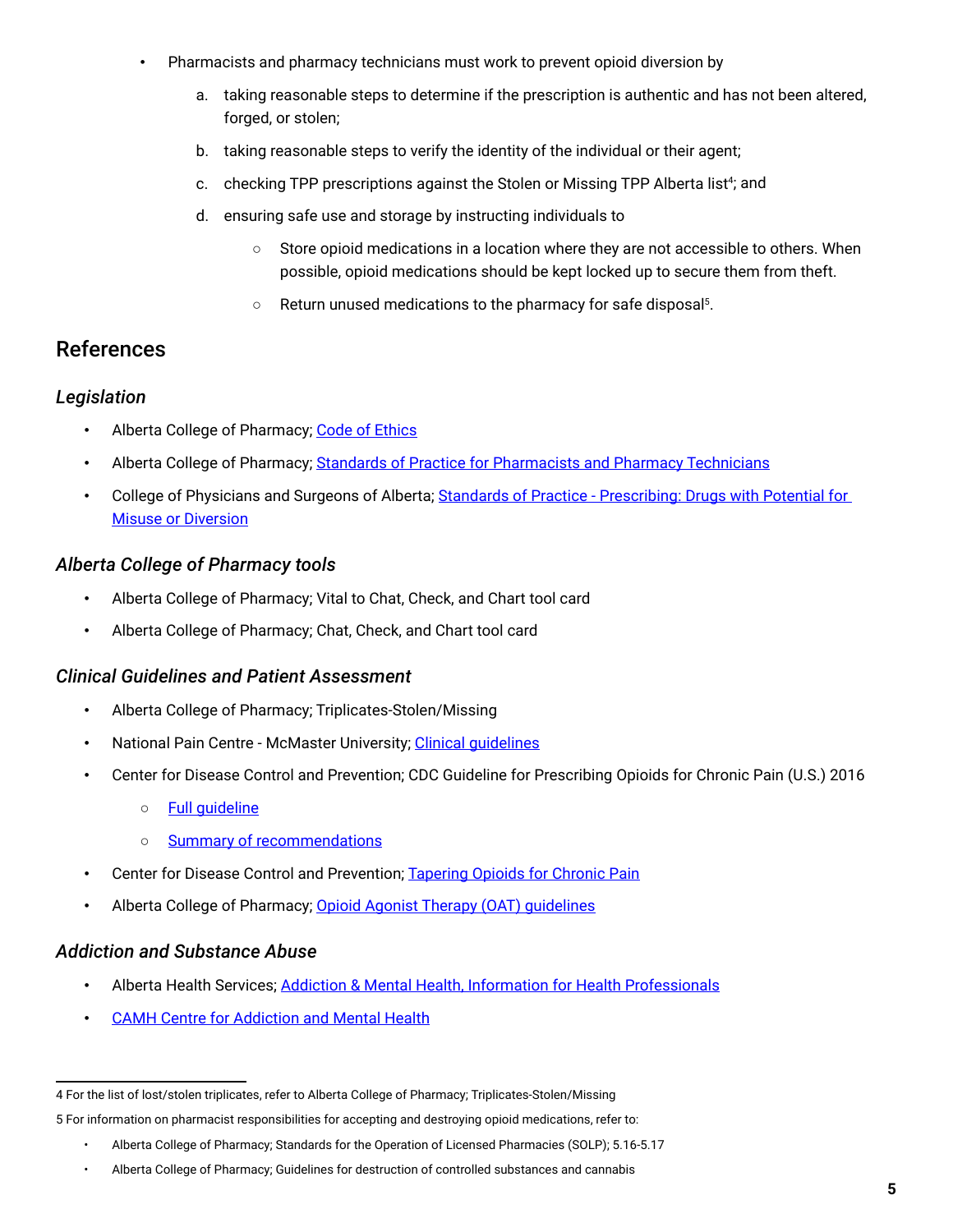- Pharmacists and pharmacy technicians must work to prevent opioid diversion by
  a. taking reasonable steps to determine if the prescription is authentic and has not been altered, forged, or stolen;
  b. taking reasonable steps to verify the identity of the individual or their agent;
  c. checking TPP prescriptions against the Stolen or Missing TPP Alberta list[4]; and
  d. ensuring safe use and storage by instructing individuals to
     - Store opioid medications in a location where they are not accessible to others. When possible, opioid medications should be kept locked up to secure them from theft.
     - Return unused medications to the pharmacy for safe disposal[5].

## References

### *Legislation*

- Alberta College of Pharmacy; Code of Ethics
- Alberta College of Pharmacy; Standards of Practice for Pharmacists and Pharmacy Technicians
- College of Physicians and Surgeons of Alberta; Standards of Practice - Prescribing: Drugs with Potential for Misuse or Diversion

### *Alberta College of Pharmacy tools*

- Alberta College of Pharmacy; Vital to Chat, Check, and Chart tool card
- Alberta College of Pharmacy; Chat, Check, and Chart tool card

### *Clinical Guidelines and Patient Assessment*

- Alberta College of Pharmacy; Triplicates-Stolen/Missing
- National Pain Centre - McMaster University; Clinical guidelines
- Center for Disease Control and Prevention; CDC Guideline for Prescribing Opioids for Chronic Pain (U.S.) 2016
  - Full guideline
  - Summary of recommendations
- Center for Disease Control and Prevention; Tapering Opioids for Chronic Pain
- Alberta College of Pharmacy; Opioid Agonist Therapy (OAT) guidelines

### *Addiction and Substance Abuse*

- Alberta Health Services; Addiction & Mental Health, Information for Health Professionals
- CAMH Centre for Addiction and Mental Health

---

4 For the list of lost/stolen triplicates, refer to Alberta College of Pharmacy; Triplicates-Stolen/Missing

5 For information on pharmacist responsibilities for accepting and destroying opioid medications, refer to:

- Alberta College of Pharmacy; Standards for the Operation of Licensed Pharmacies (SOLP); 5.16-5.17
- Alberta College of Pharmacy; Guidelines for destruction of controlled substances and cannabis